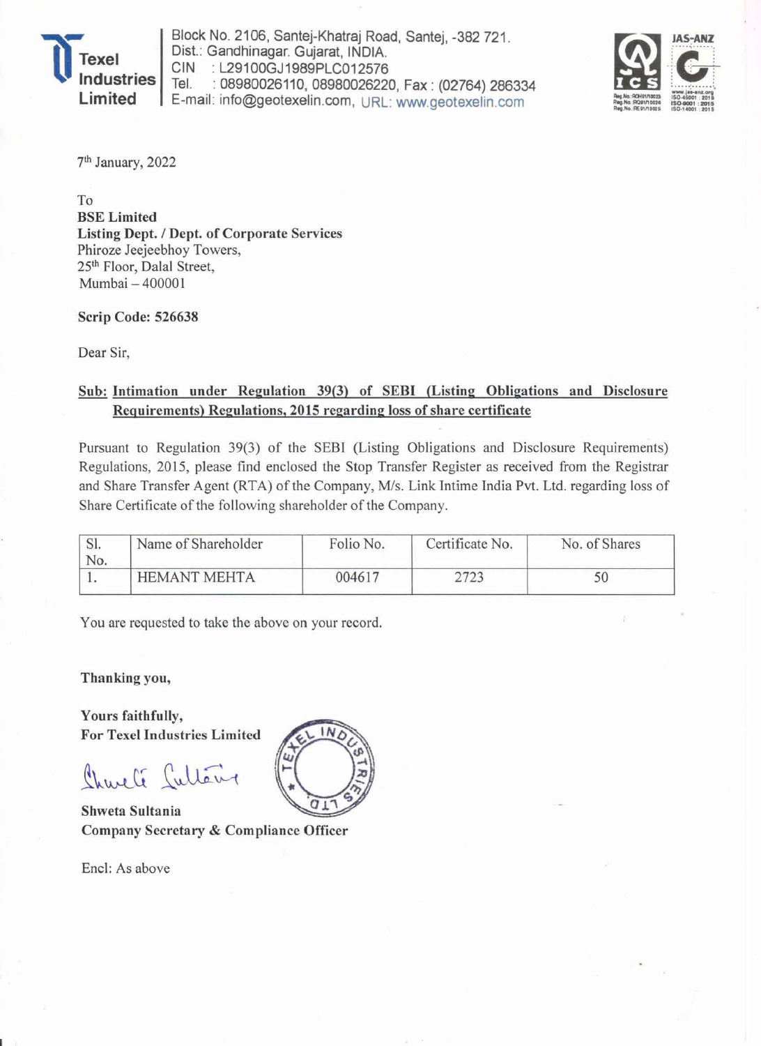**Texel Industries Limited**

Block No. 2106, Santej-Khatraj Road, Santej, -382 721.
Dist.: Gandhinagar. Gujarat, INDIA.
CIN : L29100GJ1989PLC012576
Tel. : 08980026110, 08980026220, Fax : (02764) 286334
E-mail: info@geotexelin.com, URL: www.geotexelin.com

7th January, 2022

To
**BSE Limited**
**Listing Dept. / Dept. of Corporate Services**
Phiroze Jeejeebhoy Towers,
25th Floor, Dalal Street,
Mumbai – 400001

**Scrip Code: 526638**

Dear Sir,

**Sub: Intimation under Regulation 39(3) of SEBI (Listing Obligations and Disclosure Requirements) Regulations, 2015 regarding loss of share certificate**

Pursuant to Regulation 39(3) of the SEBI (Listing Obligations and Disclosure Requirements) Regulations, 2015, please find enclosed the Stop Transfer Register as received from the Registrar and Share Transfer Agent (RTA) of the Company, M/s. Link Intime India Pvt. Ltd. regarding loss of Share Certificate of the following shareholder of the Company.

| Sl. No. | Name of Shareholder | Folio No. | Certificate No. | No. of Shares |
|---|---|---|---|---|
| 1. | HEMANT MEHTA | 004617 | 2723 | 50 |

You are requested to take the above on your record.

**Thanking you,**

**Yours faithfully,**
**For Texel Industries Limited**

**Shweta Sultania**
**Company Secretary & Compliance Officer**

Encl: As above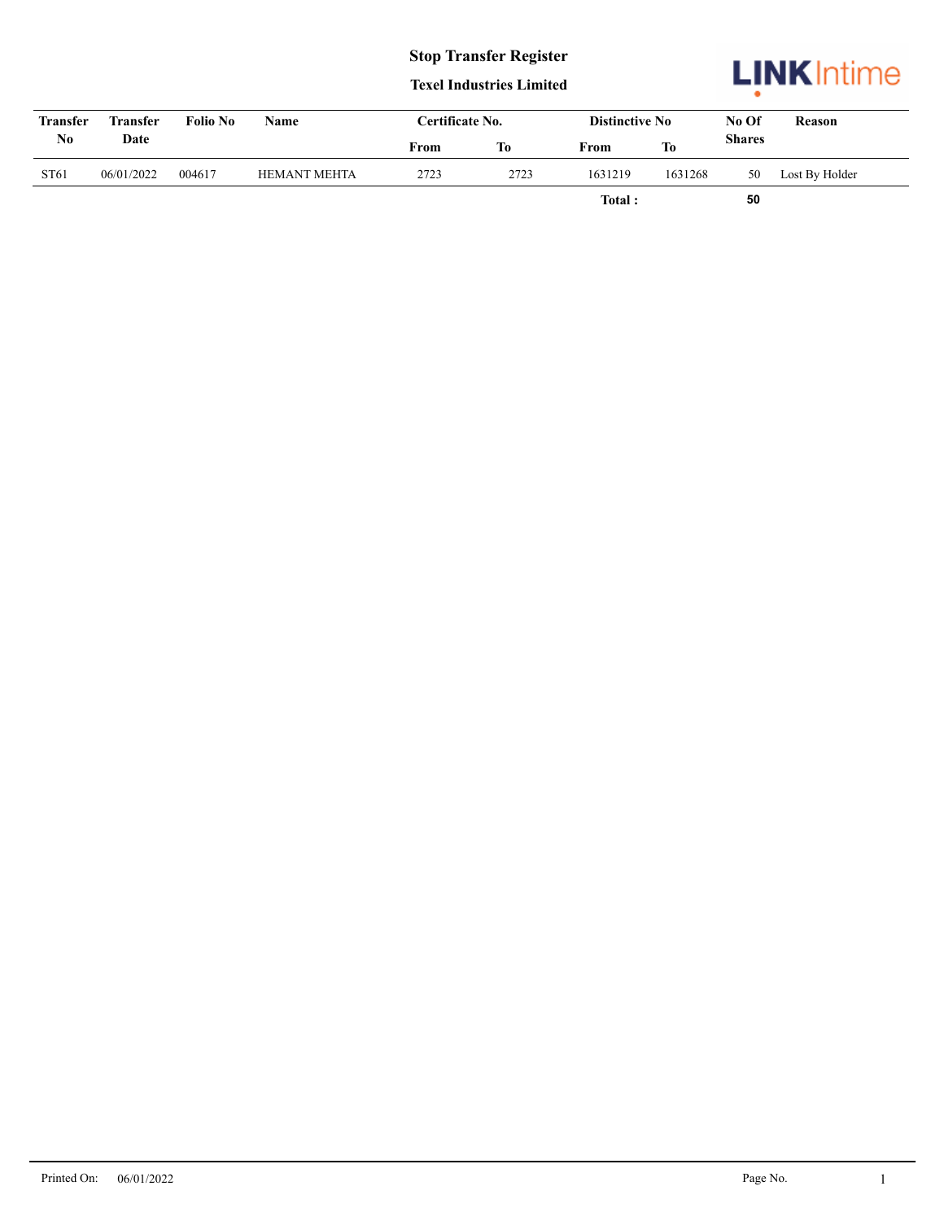# Stop Transfer Register

## Texel Industries Limited

| Transfer No | Transfer Date | Folio No | Name | Certificate No. | | Distinctive No | | No Of Shares | Reason |
|---|---|---|---|---|---|---|---|---|---|
| | | | | From | To | From | To | | |
| ST61 | 06/01/2022 | 004617 | HEMANT MEHTA | 2723 | 2723 | 1631219 | 1631268 | 50 | Lost By Holder |
| | | | | | | Total : | | 50 | |

Printed On: 06/01/2022